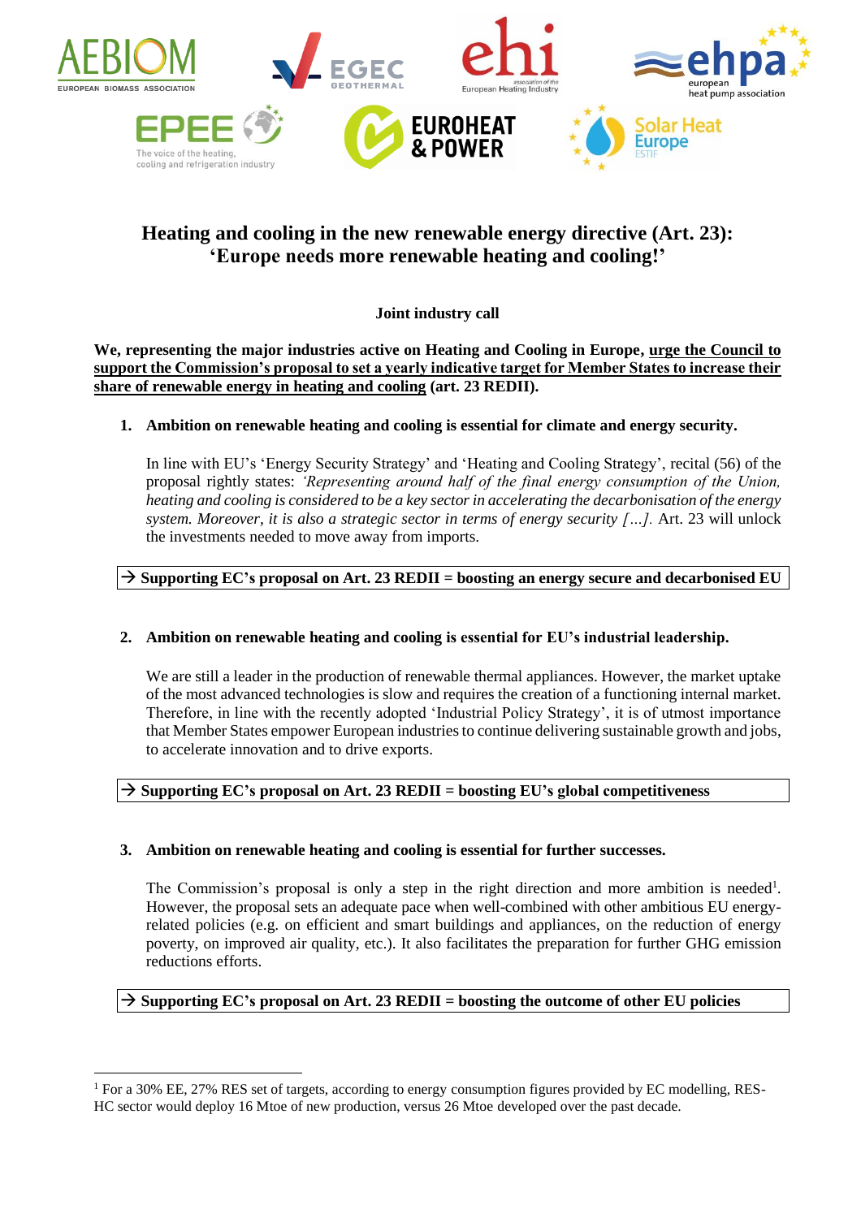# Heading and cooling in the new renewable energy directive (Art. 23): 'Europe needs more renewable heating and cooling!'

**Joint industry call**

**We, representing the major industries active on Heating and Cooling in Europe, <u>urge the Council to support the Commission's proposal to set a yearly indicative target for Member States to increase their share of renewable energy in heating and cooling</u> (art. 23 REDII).**

1. **Ambition on renewable heating and cooling is essential for climate and energy security.**

   In line with EU's 'Energy Security Strategy' and 'Heating and Cooling Strategy', recital (56) of the proposal rightly states: *'Representing around half of the final energy consumption of the Union, heating and cooling is considered to be a key sector in accelerating the decarbonisation of the energy system. Moreover, it is also a strategic sector in terms of energy security […].* Art. 23 will unlock the investments needed to move away from imports.

**→ Supporting EC's proposal on Art. 23 REDII = boosting an energy secure and decarbonised EU**

2. **Ambition on renewable heating and cooling is essential for EU's industrial leadership.**

   We are still a leader in the production of renewable thermal appliances. However, the market uptake of the most advanced technologies is slow and requires the creation of a functioning internal market. Therefore, in line with the recently adopted 'Industrial Policy Strategy', it is of utmost importance that Member States empower European industries to continue delivering sustainable growth and jobs, to accelerate innovation and to drive exports.

**→ Supporting EC's proposal on Art. 23 REDII = boosting EU's global competitiveness**

3. **Ambition on renewable heating and cooling is essential for further successes.**

   The Commission's proposal is only a step in the right direction and more ambition is needed[1]. However, the proposal sets an adequate pace when well-combined with other ambitious EU energy-related policies (e.g. on efficient and smart buildings and appliances, on the reduction of energy poverty, on improved air quality, etc.). It also facilitates the preparation for further GHG emission reductions efforts.

**→ Supporting EC's proposal on Art. 23 REDII = boosting the outcome of other EU policies**

---

[1] For a 30% EE, 27% RES set of targets, according to energy consumption figures provided by EC modelling, RES-HC sector would deploy 16 Mtoe of new production, versus 26 Mtoe developed over the past decade.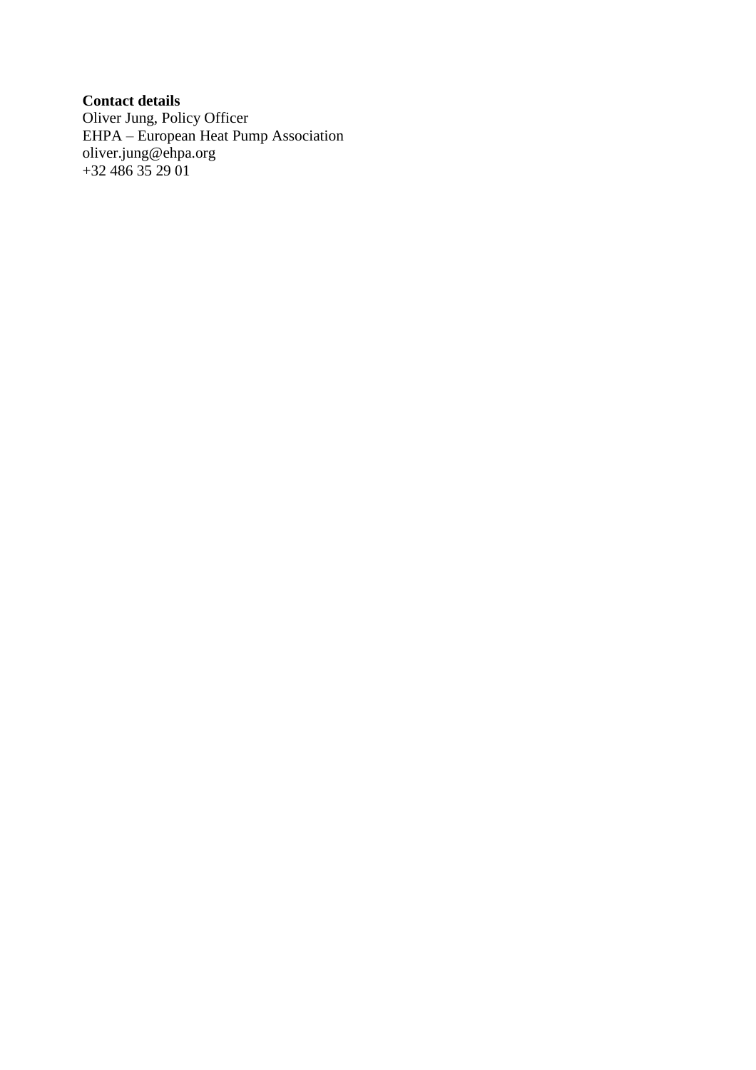**Contact details**
Oliver Jung, Policy Officer
EHPA – European Heat Pump Association
oliver.jung@ehpa.org
+32 486 35 29 01